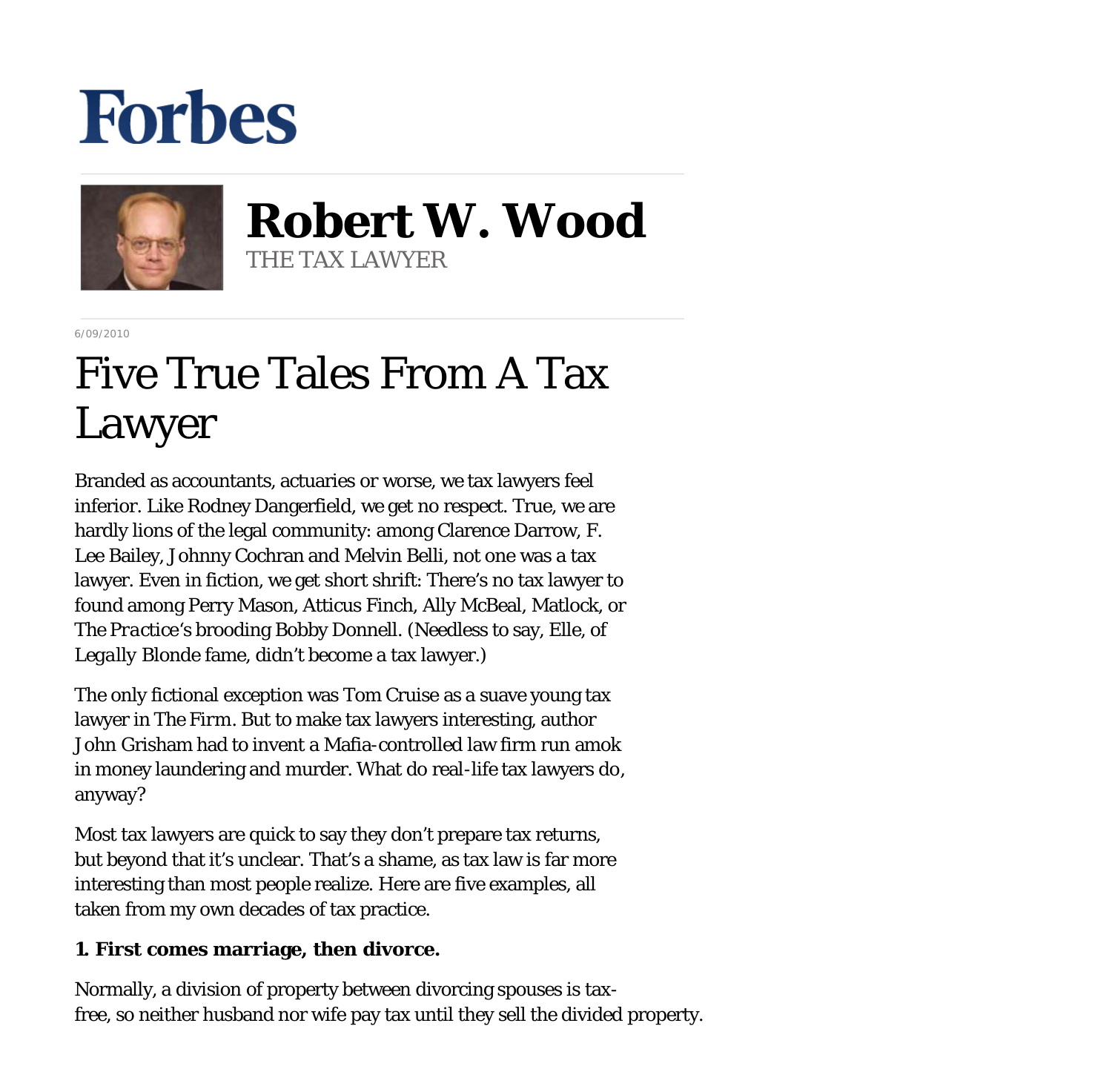# Forbes

## Robert W. Wood

THE TAX LAWYER

6/09/2010

# Five True Tales From A Tax Lawyer

Branded as accountants, actuaries or worse, we tax lawyers feel inferior. Like Rodney Dangerfield, we get no respect. True, we are hardly lions of the legal community: among Clarence Darrow, F. Lee Bailey, Johnny Cochran and Melvin Belli, not one was a tax lawyer. Even in fiction, we get short shrift: There's no tax lawyer to found among Perry Mason, Atticus Finch, Ally McBeal, Matlock, or *The Practice*'s brooding Bobby Donnell. (Needless to say, Elle, of *Legally Blonde* fame, didn't become a tax lawyer.)

The only fictional exception was Tom Cruise as a suave young tax lawyer in The Firm. But to make tax lawyers interesting, author John Grisham had to invent a Mafia-controlled law firm run amok in money laundering and murder. What do real-life tax lawyers do, anyway?

Most tax lawyers are quick to say they don't prepare tax returns, but beyond that it's unclear. That's a shame, as tax law is far more interesting than most people realize. Here are five examples, all taken from my own decades of tax practice.

**1. First comes marriage, then divorce.**

Normally, a division of property between divorcing spouses is tax-free, so neither husband nor wife pay tax until they sell the divided property.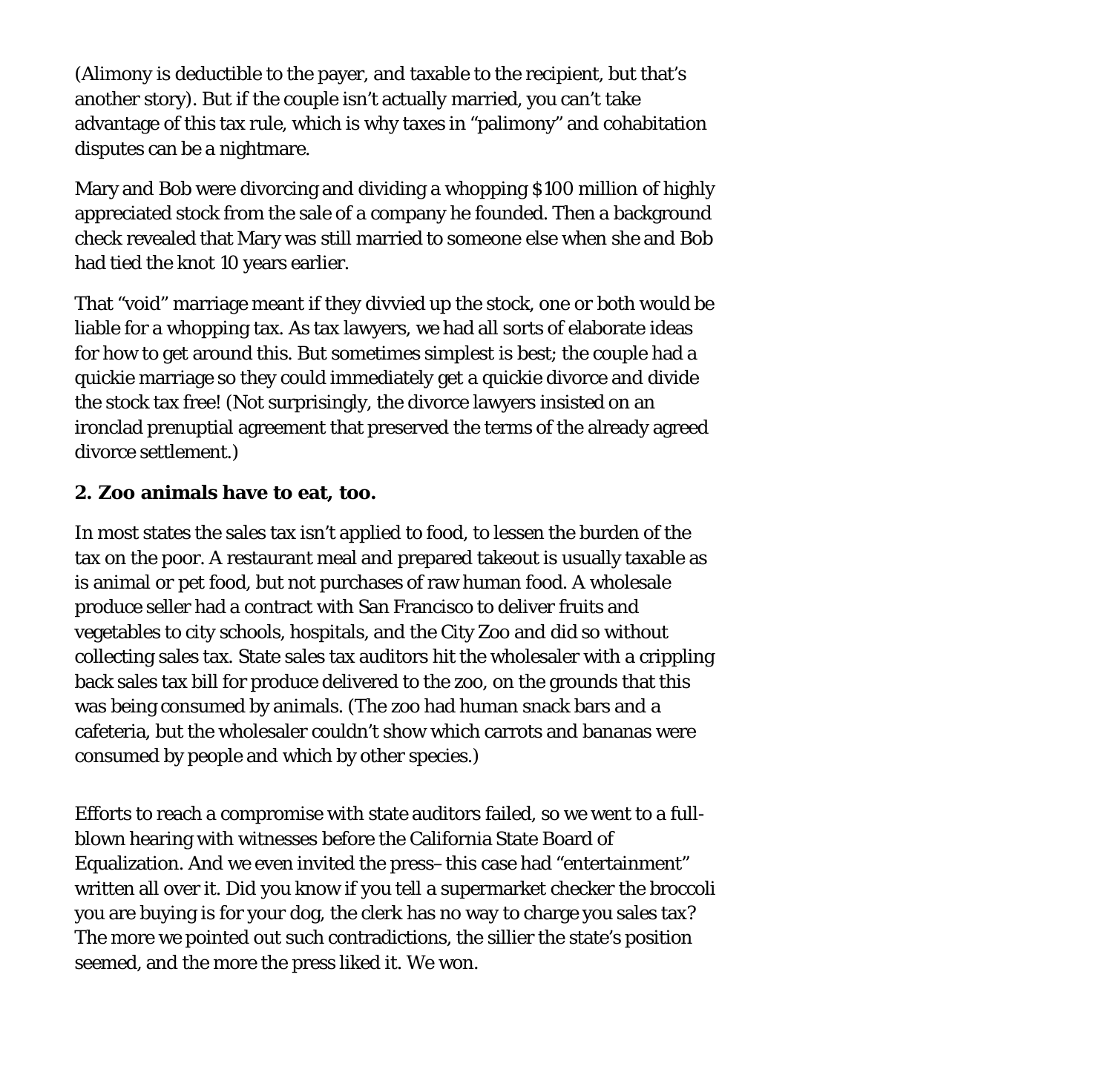(Alimony is deductible to the payer, and taxable to the recipient, but that's another story). But if the couple isn't actually married, you can't take advantage of this tax rule, which is why taxes in "palimony" and cohabitation disputes can be a nightmare.

Mary and Bob were divorcing and dividing a whopping $100 million of highly appreciated stock from the sale of a company he founded. Then a background check revealed that Mary was still married to someone else when she and Bob had tied the knot 10 years earlier.

That "void" marriage meant if they divvied up the stock, one or both would be liable for a whopping tax. As tax lawyers, we had all sorts of elaborate ideas for how to get around this. But sometimes simplest is best; the couple had a quickie marriage so they could immediately get a quickie divorce and divide the stock tax free! (Not surprisingly, the divorce lawyers insisted on an ironclad prenuptial agreement that preserved the terms of the already agreed divorce settlement.)

**2. Zoo animals have to eat, too.**

In most states the sales tax isn't applied to food, to lessen the burden of the tax on the poor. A restaurant meal and prepared takeout is usually taxable as is animal or pet food, but not purchases of raw human food. A wholesale produce seller had a contract with San Francisco to deliver fruits and vegetables to city schools, hospitals, and the City Zoo and did so without collecting sales tax. State sales tax auditors hit the wholesaler with a crippling back sales tax bill for produce delivered to the zoo, on the grounds that this was being consumed by animals. (The zoo had human snack bars and a cafeteria, but the wholesaler couldn't show which carrots and bananas were consumed by people and which by other species.)

Efforts to reach a compromise with state auditors failed, so we went to a full-blown hearing with witnesses before the California State Board of Equalization. And we even invited the press– this case had "entertainment" written all over it. Did you know if you tell a supermarket checker the broccoli you are buying is for your dog, the clerk has no way to charge you sales tax? The more we pointed out such contradictions, the sillier the state's position seemed, and the more the press liked it. We won.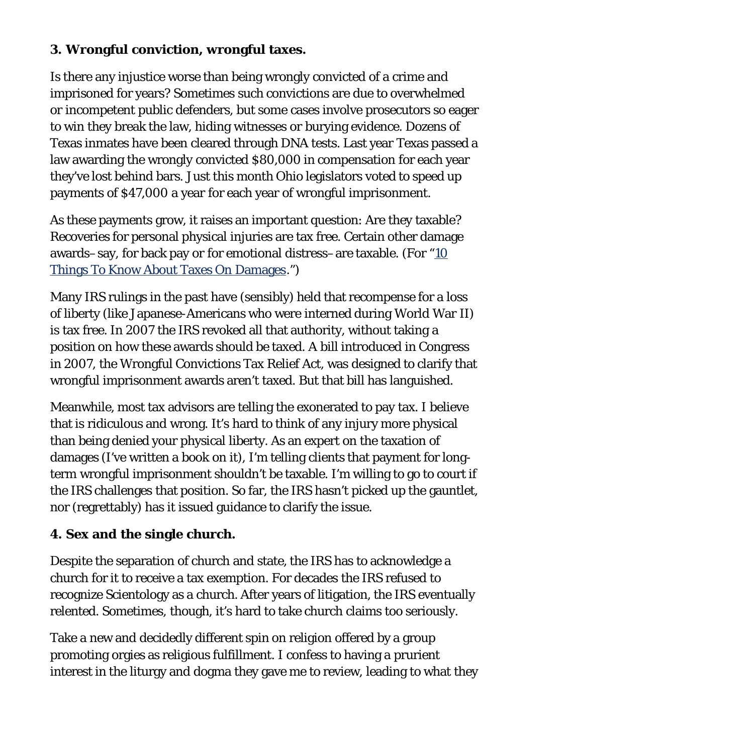**3. Wrongful conviction, wrongful taxes.**

Is there any injustice worse than being wrongly convicted of a crime and imprisoned for years? Sometimes such convictions are due to overwhelmed or incompetent public defenders, but some cases involve prosecutors so eager to win they break the law, hiding witnesses or burying evidence. Dozens of Texas inmates have been cleared through DNA tests. Last year Texas passed a law awarding the wrongly convicted $80,000 in compensation for each year they've lost behind bars. Just this month Ohio legislators voted to speed up payments of $47,000 a year for each year of wrongful imprisonment.

As these payments grow, it raises an important question: Are they taxable? Recoveries for personal physical injuries are tax free. Certain other damage awards–say, for back pay or for emotional distress–are taxable. (For "10 Things To Know About Taxes On Damages.")

Many IRS rulings in the past have (sensibly) held that recompense for a loss of liberty (like Japanese-Americans who were interned during World War II) is tax free. In 2007 the IRS revoked all that authority, without taking a position on how these awards should be taxed. A bill introduced in Congress in 2007, the Wrongful Convictions Tax Relief Act, was designed to clarify that wrongful imprisonment awards aren't taxed. But that bill has languished.

Meanwhile, most tax advisors are telling the exonerated to pay tax. I believe that is ridiculous and wrong. It's hard to think of any injury more physical than being denied your physical liberty. As an expert on the taxation of damages (I've written a book on it), I'm telling clients that payment for long-term wrongful imprisonment shouldn't be taxable. I'm willing to go to court if the IRS challenges that position. So far, the IRS hasn't picked up the gauntlet, nor (regrettably) has it issued guidance to clarify the issue.

**4. Sex and the single church.**

Despite the separation of church and state, the IRS has to acknowledge a church for it to receive a tax exemption. For decades the IRS refused to recognize Scientology as a church. After years of litigation, the IRS eventually relented. Sometimes, though, it's hard to take church claims too seriously.

Take a new and decidedly different spin on religion offered by a group promoting orgies as religious fulfillment. I confess to having a prurient interest in the liturgy and dogma they gave me to review, leading to what they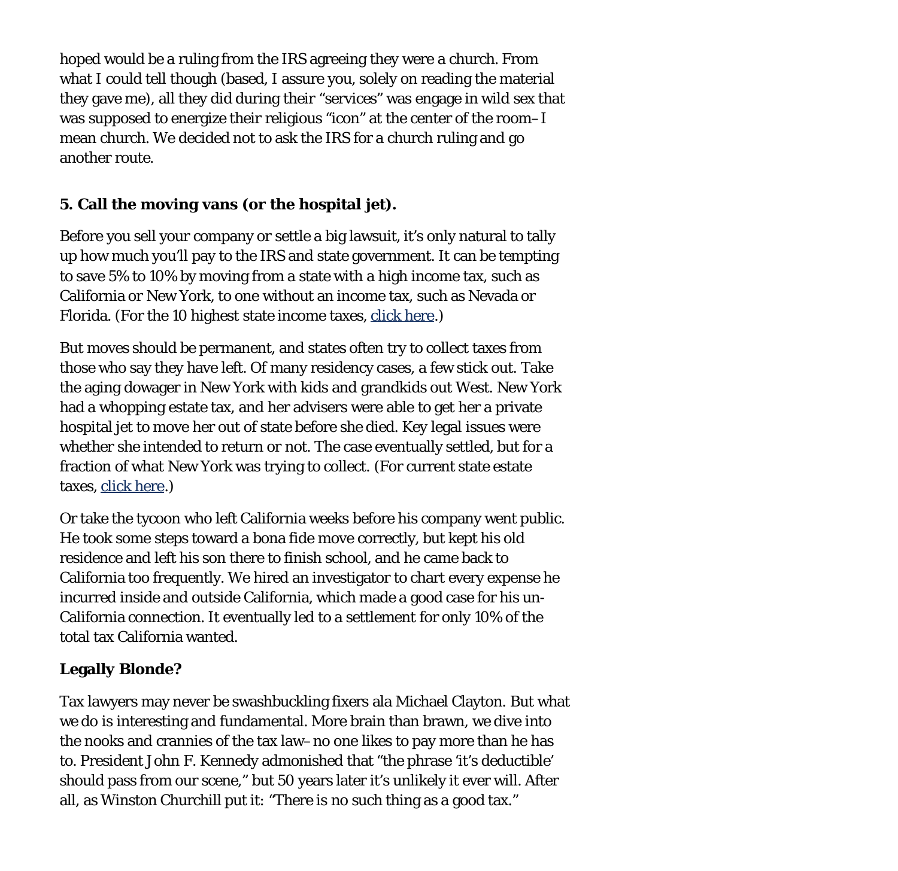hoped would be a ruling from the IRS agreeing they were a church. From what I could tell though (based, I assure you, solely on reading the material they gave me), all they did during their "services" was engage in wild sex that was supposed to energize their religious "icon" at the center of the room–I mean church. We decided not to ask the IRS for a church ruling and go another route.

**5. Call the moving vans (or the hospital jet).**

Before you sell your company or settle a big lawsuit, it's only natural to tally up how much you'll pay to the IRS and state government. It can be tempting to save 5% to 10% by moving from a state with a high income tax, such as California or New York, to one without an income tax, such as Nevada or Florida. (For the 10 highest state income taxes, click here.)

But moves should be permanent, and states often try to collect taxes from those who say they have left. Of many residency cases, a few stick out. Take the aging dowager in New York with kids and grandkids out West. New York had a whopping estate tax, and her advisers were able to get her a private hospital jet to move her out of state before she died. Key legal issues were whether she intended to return or not. The case eventually settled, but for a fraction of what New York was trying to collect. (For current state estate taxes, click here.)

Or take the tycoon who left California weeks before his company went public. He took some steps toward a bona fide move correctly, but kept his old residence and left his son there to finish school, and he came back to California too frequently. We hired an investigator to chart every expense he incurred inside and outside California, which made a good case for his un-California connection. It eventually led to a settlement for only 10% of the total tax California wanted.

**Legally Blonde?**

Tax lawyers may never be swashbuckling fixers ala Michael Clayton. But what we do is interesting and fundamental. More brain than brawn, we dive into the nooks and crannies of the tax law–no one likes to pay more than he has to. President John F. Kennedy admonished that "the phrase 'it's deductible' should pass from our scene," but 50 years later it's unlikely it ever will. After all, as Winston Churchill put it: "There is no such thing as a good tax."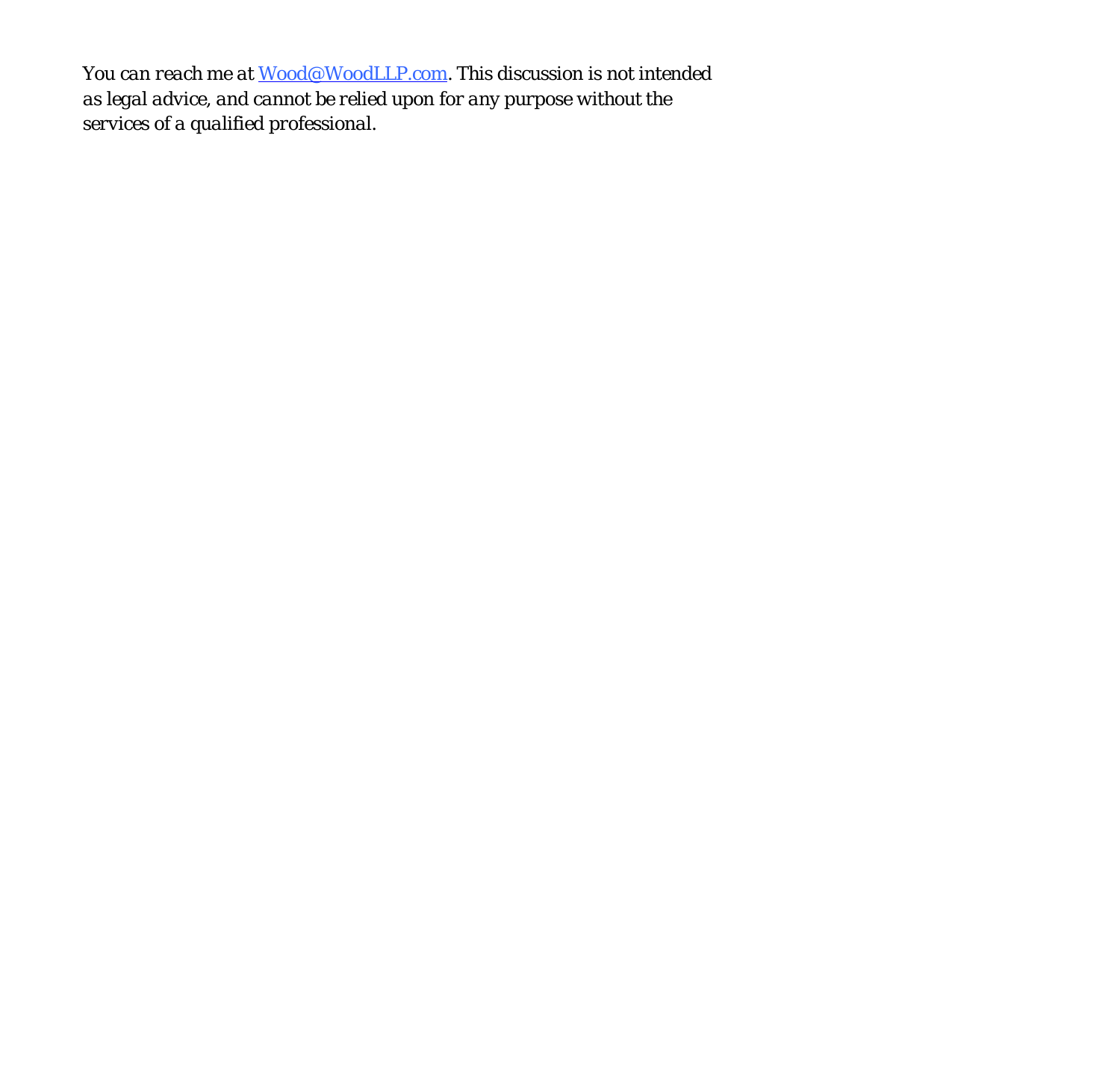*You can reach me at [Wood@WoodLLP.com](mailto:Wood@WoodLLP.com). This discussion is not intended as legal advice, and cannot be relied upon for any purpose without the services of a qualified professional.*